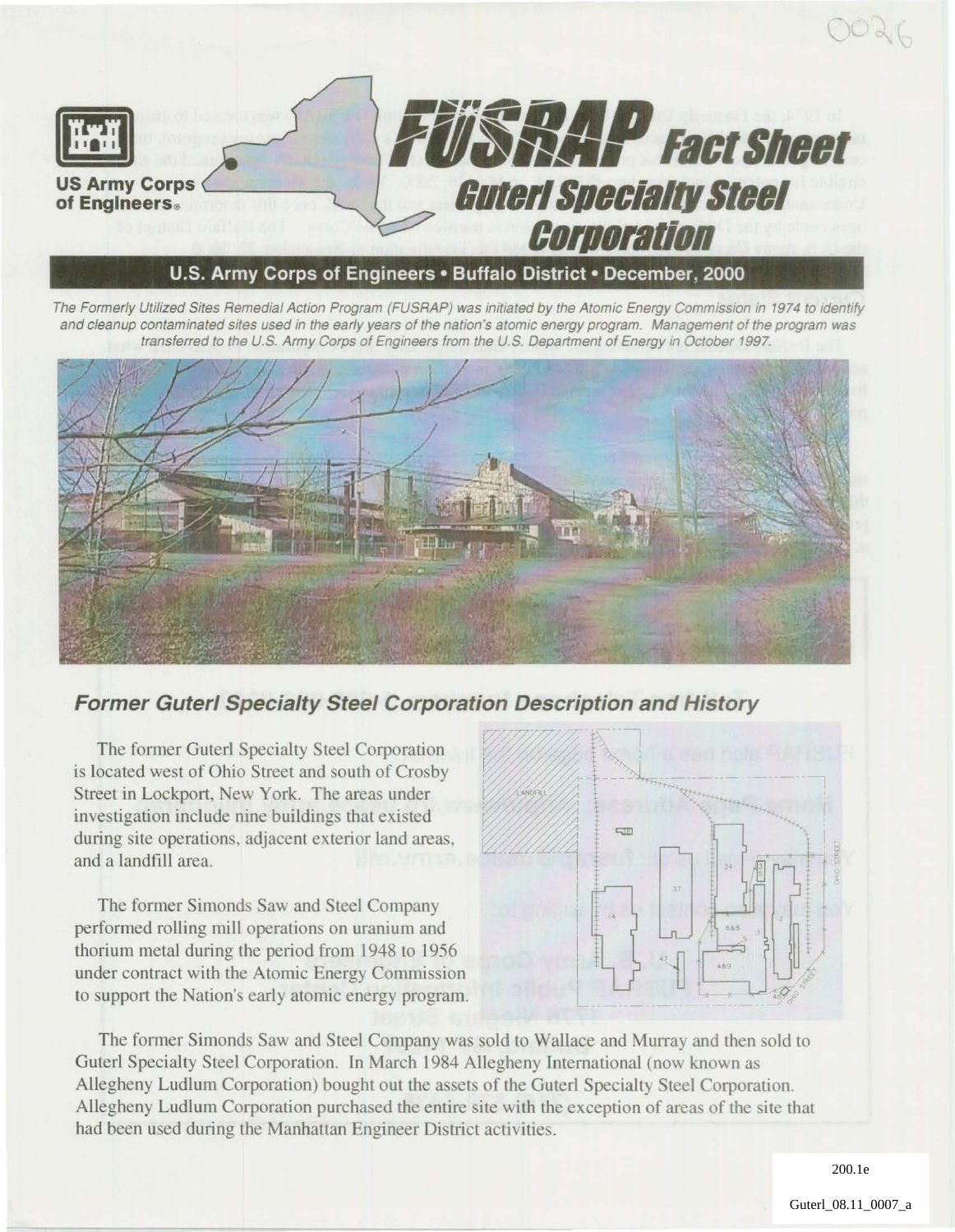US Army Corps of Engineers

# FUSRAP Fact Sheet

## Guterl Specialty Steel Corporation

**U.S. Army Corps of Engineers • Buffalo District • December, 2000**

*The Formerly Utilized Sites Remedial Action Program (FUSRAP) was initiated by the Atomic Energy Commission in 1974 to identify and cleanup contaminated sites used in the early years of the nation's atomic energy program. Management of the program was transferred to the U.S. Army Corps of Engineers from the U.S. Department of Energy in October 1997.*

### Former Guterl Specialty Steel Corporation Description and History

The former Guterl Specialty Steel Corporation is located west of Ohio Street and south of Crosby Street in Lockport, New York. The areas under investigation include nine buildings that existed during site operations, adjacent exterior land areas, and a landfill area.

The former Simonds Saw and Steel Company performed rolling mill operations on uranium and thorium metal during the period from 1948 to 1956 under contract with the Atomic Energy Commission to support the Nation's early atomic energy program.

The former Simonds Saw and Steel Company was sold to Wallace and Murray and then sold to Guterl Specialty Steel Corporation. In March 1984 Allegheny International (now known as Allegheny Ludlum Corporation) bought out the assets of the Guterl Specialty Steel Corporation. Allegheny Ludlum Corporation purchased the entire site with the exception of areas of the site that had been used during the Manhattan Engineer District activities.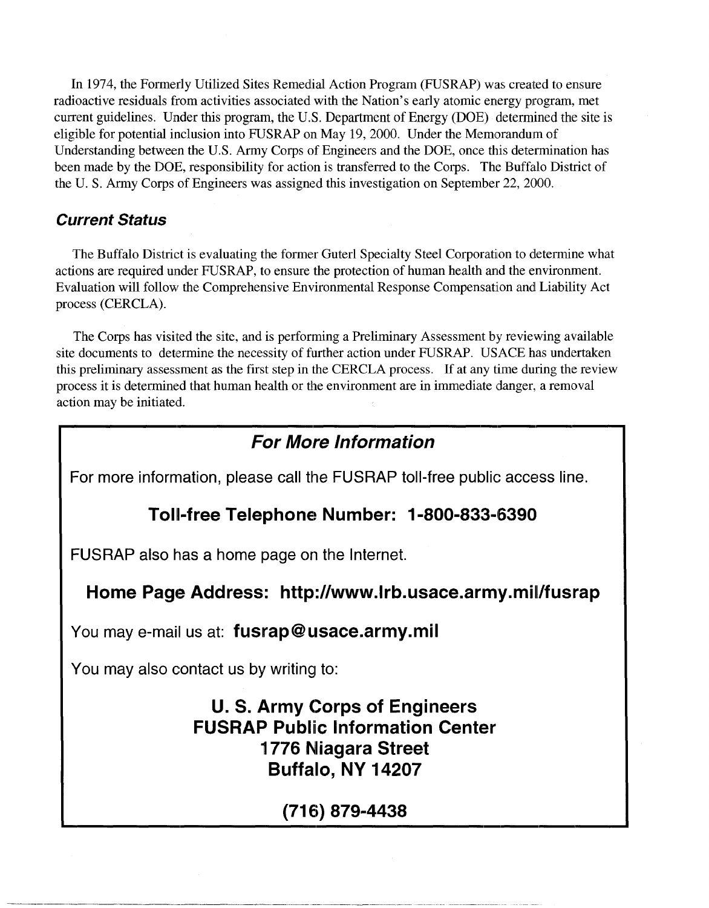In 1974, the Formerly Utilized Sites Remedial Action Program (FUSRAP) was created to ensure radioactive residuals from activities associated with the Nation's early atomic energy program, met current guidelines. Under this program, the U.S. Department of Energy (DOE) determined the site is eligible for potential inclusion into FUSRAP on May 19, 2000. Under the Memorandum of Understanding between the U.S. Army Corps of Engineers and the DOE, once this determination has been made by the DOE, responsibility for action is transferred to the Corps. The Buffalo District of the U. S. Army Corps of Engineers was assigned this investigation on September 22, 2000.

### *Current Status*

The Buffalo District is evaluating the former Guterl Specialty Steel Corporation to determine what actions are required under FUSRAP, to ensure the protection of human health and the environment. Evaluation will follow the Comprehensive Environmental Response Compensation and Liability Act process (CERCLA).

The Corps has visited the site, and is performing a Preliminary Assessment by reviewing available site documents to determine the necessity of further action under FUSRAP. USACE has undertaken this preliminary assessment as the first step in the CERCLA process. If at any time during the review process it is determined that human health or the environment are in immediate danger, a removal action may be initiated.

### *For More Information*

For more information, please call the FUSRAP toll-free public access line.

**Toll-free Telephone Number: 1-800-833-6390**

FUSRAP also has a home page on the Internet.

**Home Page Address: http://www.lrb.usace.army.mil/fusrap**

You may e-mail us at: **fusrap@usace.army.mil**

You may also contact us by writing to:

**U. S. Army Corps of Engineers**
**FUSRAP Public Information Center**
**1776 Niagara Street**
**Buffalo, NY 14207**

**(716) 879-4438**